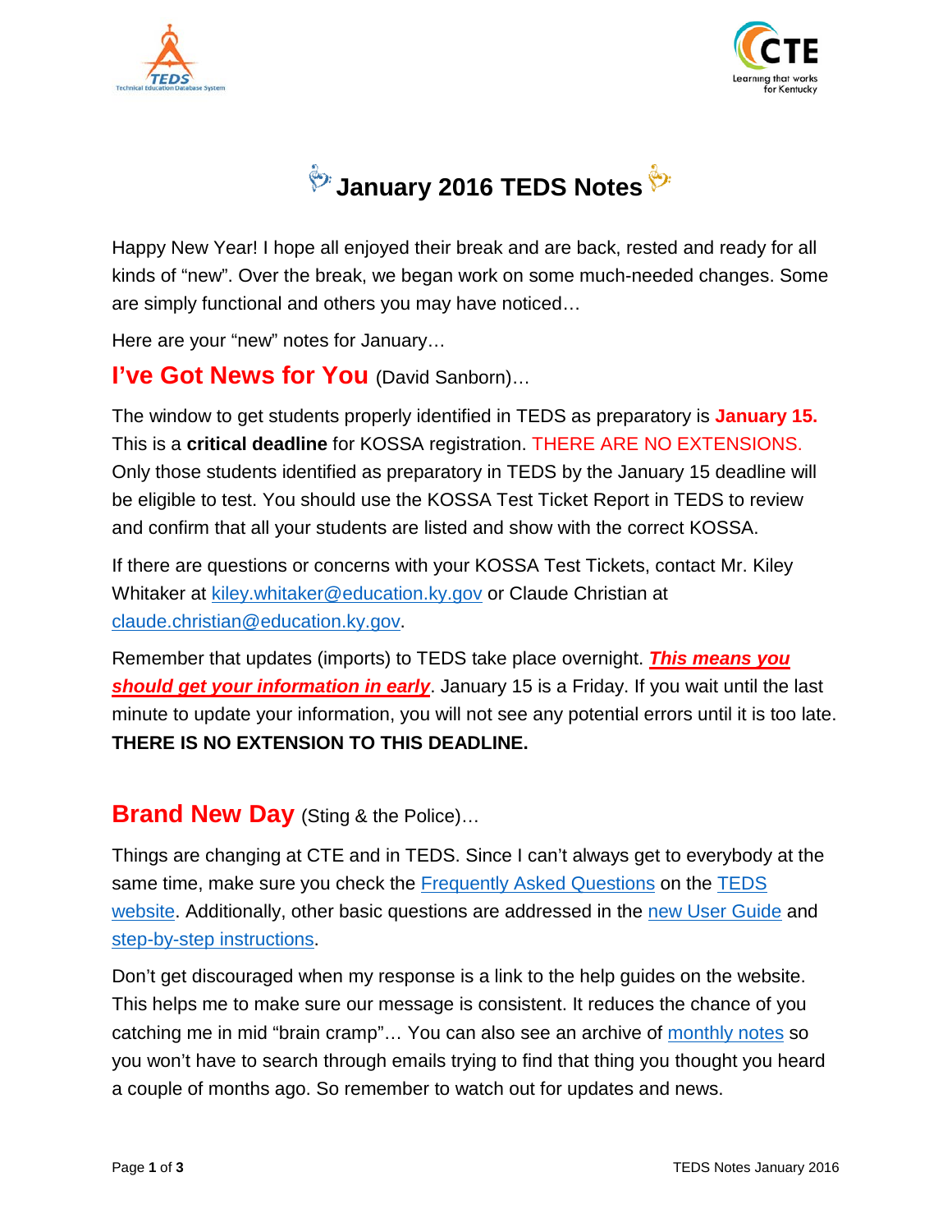# January 2016 TEDS Notes

Happy New Year! I hope all enjoyed their break and are back, rested and ready for all kinds of "new". Over the break, we began work on some much-needed changes. Some are simply functional and others you may have noticed…

Here are your "new" notes for January…

## I've Got News for You (David Sanborn)…

The window to get students properly identified in TEDS as preparatory is **January 15.** This is a **critical deadline** for KOSSA registration. THERE ARE NO EXTENSIONS. Only those students identified as preparatory in TEDS by the January 15 deadline will be eligible to test. You should use the KOSSA Test Ticket Report in TEDS to review and confirm that all your students are listed and show with the correct KOSSA.

If there are questions or concerns with your KOSSA Test Tickets, contact Mr. Kiley Whitaker at kiley.whitaker@education.ky.gov or Claude Christian at claude.christian@education.ky.gov.

Remember that updates (imports) to TEDS take place overnight. ***This means you should get your information in early***. January 15 is a Friday. If you wait until the last minute to update your information, you will not see any potential errors until it is too late. **THERE IS NO EXTENSION TO THIS DEADLINE.**

## Brand New Day (Sting & the Police)…

Things are changing at CTE and in TEDS. Since I can't always get to everybody at the same time, make sure you check the Frequently Asked Questions on the TEDS website. Additionally, other basic questions are addressed in the new User Guide and step-by-step instructions.

Don't get discouraged when my response is a link to the help guides on the website. This helps me to make sure our message is consistent. It reduces the chance of you catching me in mid "brain cramp"… You can also see an archive of monthly notes so you won't have to search through emails trying to find that thing you thought you heard a couple of months ago. So remember to watch out for updates and news.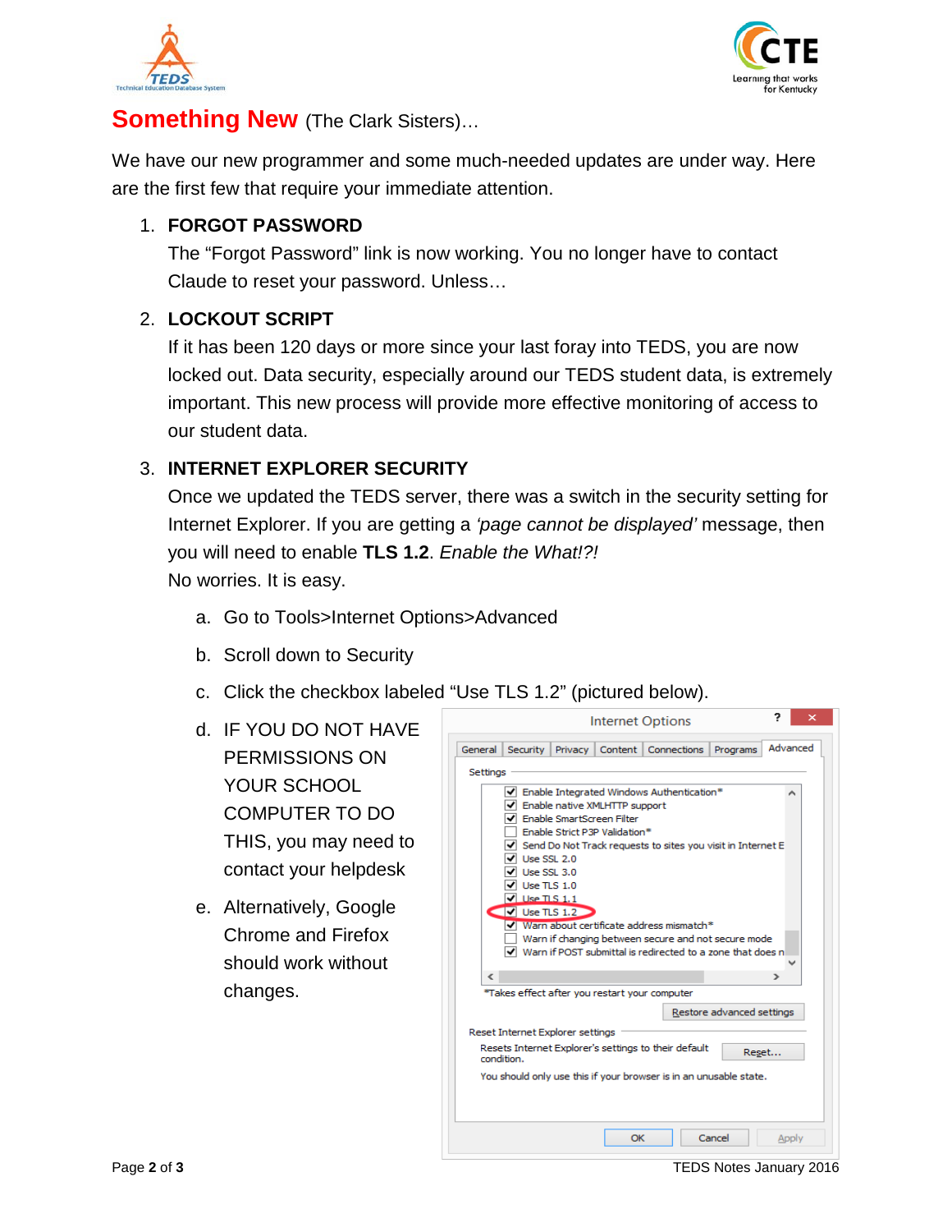## Something New (The Clark Sisters)…

We have our new programmer and some much-needed updates are under way. Here are the first few that require your immediate attention.

1. **FORGOT PASSWORD**
   The "Forgot Password" link is now working. You no longer have to contact Claude to reset your password. Unless…

2. **LOCKOUT SCRIPT**
   If it has been 120 days or more since your last foray into TEDS, you are now locked out. Data security, especially around our TEDS student data, is extremely important. This new process will provide more effective monitoring of access to our student data.

3. **INTERNET EXPLORER SECURITY**
   Once we updated the TEDS server, there was a switch in the security setting for Internet Explorer. If you are getting a *'page cannot be displayed'* message, then you will need to enable **TLS 1.2**. *Enable the What!?!*
   No worries. It is easy.

   a. Go to Tools>Internet Options>Advanced

   b. Scroll down to Security

   c. Click the checkbox labeled "Use TLS 1.2" (pictured below).

   d. IF YOU DO NOT HAVE PERMISSIONS ON YOUR SCHOOL COMPUTER TO DO THIS, you may need to contact your helpdesk

   e. Alternatively, Google Chrome and Firefox should work without changes.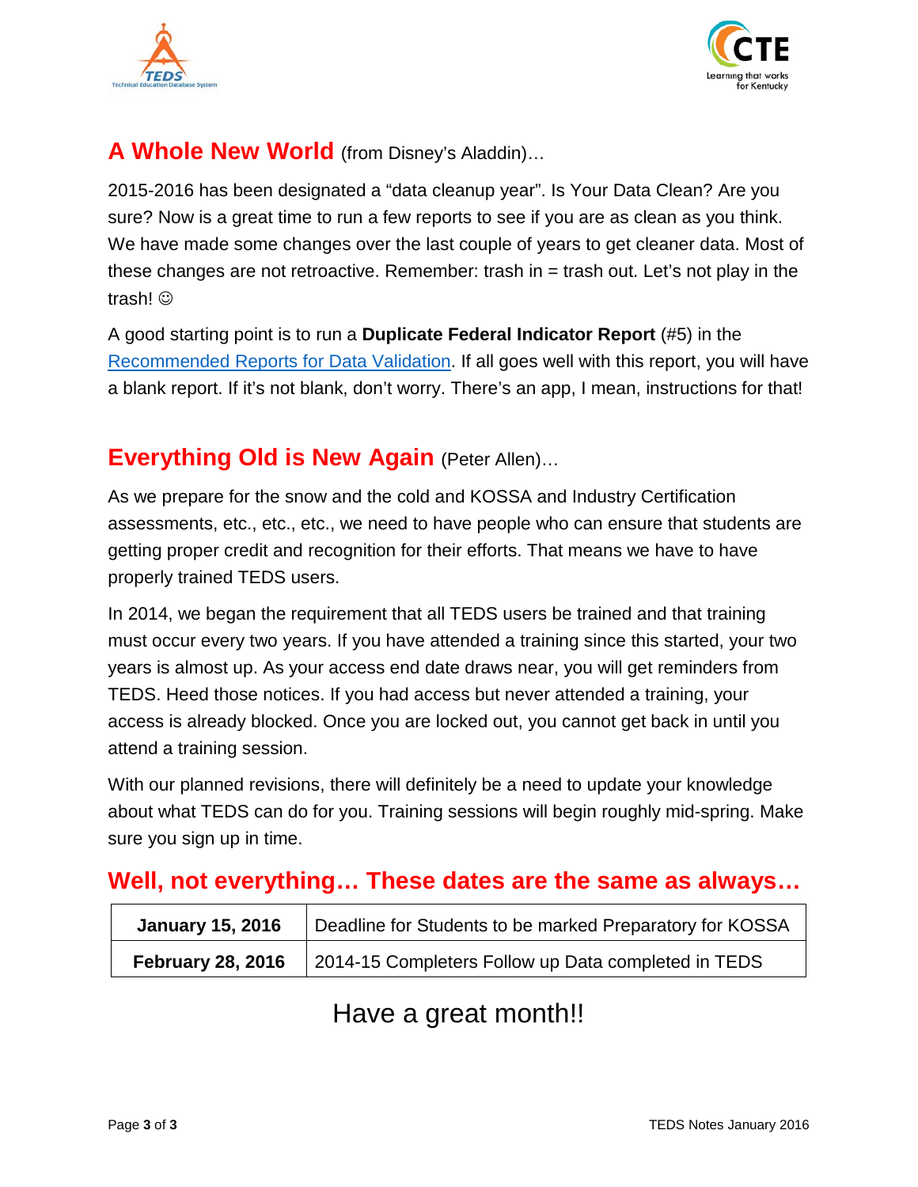## A Whole New World (from Disney's Aladdin)…

2015-2016 has been designated a "data cleanup year". Is Your Data Clean? Are you sure? Now is a great time to run a few reports to see if you are as clean as you think. We have made some changes over the last couple of years to get cleaner data. Most of these changes are not retroactive. Remember: trash in = trash out. Let's not play in the trash! ☺

A good starting point is to run a **Duplicate Federal Indicator Report** (#5) in the Recommended Reports for Data Validation. If all goes well with this report, you will have a blank report. If it's not blank, don't worry. There's an app, I mean, instructions for that!

## Everything Old is New Again (Peter Allen)…

As we prepare for the snow and the cold and KOSSA and Industry Certification assessments, etc., etc., etc., we need to have people who can ensure that students are getting proper credit and recognition for their efforts. That means we have to have properly trained TEDS users.

In 2014, we began the requirement that all TEDS users be trained and that training must occur every two years. If you have attended a training since this started, your two years is almost up. As your access end date draws near, you will get reminders from TEDS. Heed those notices. If you had access but never attended a training, your access is already blocked. Once you are locked out, you cannot get back in until you attend a training session.

With our planned revisions, there will definitely be a need to update your knowledge about what TEDS can do for you. Training sessions will begin roughly mid-spring. Make sure you sign up in time.

## Well, not everything… These dates are the same as always…

| | |
|---|---|
| **January 15, 2016** | Deadline for Students to be marked Preparatory for KOSSA |
| **February 28, 2016** | 2014-15 Completers Follow up Data completed in TEDS |

Have a great month!!